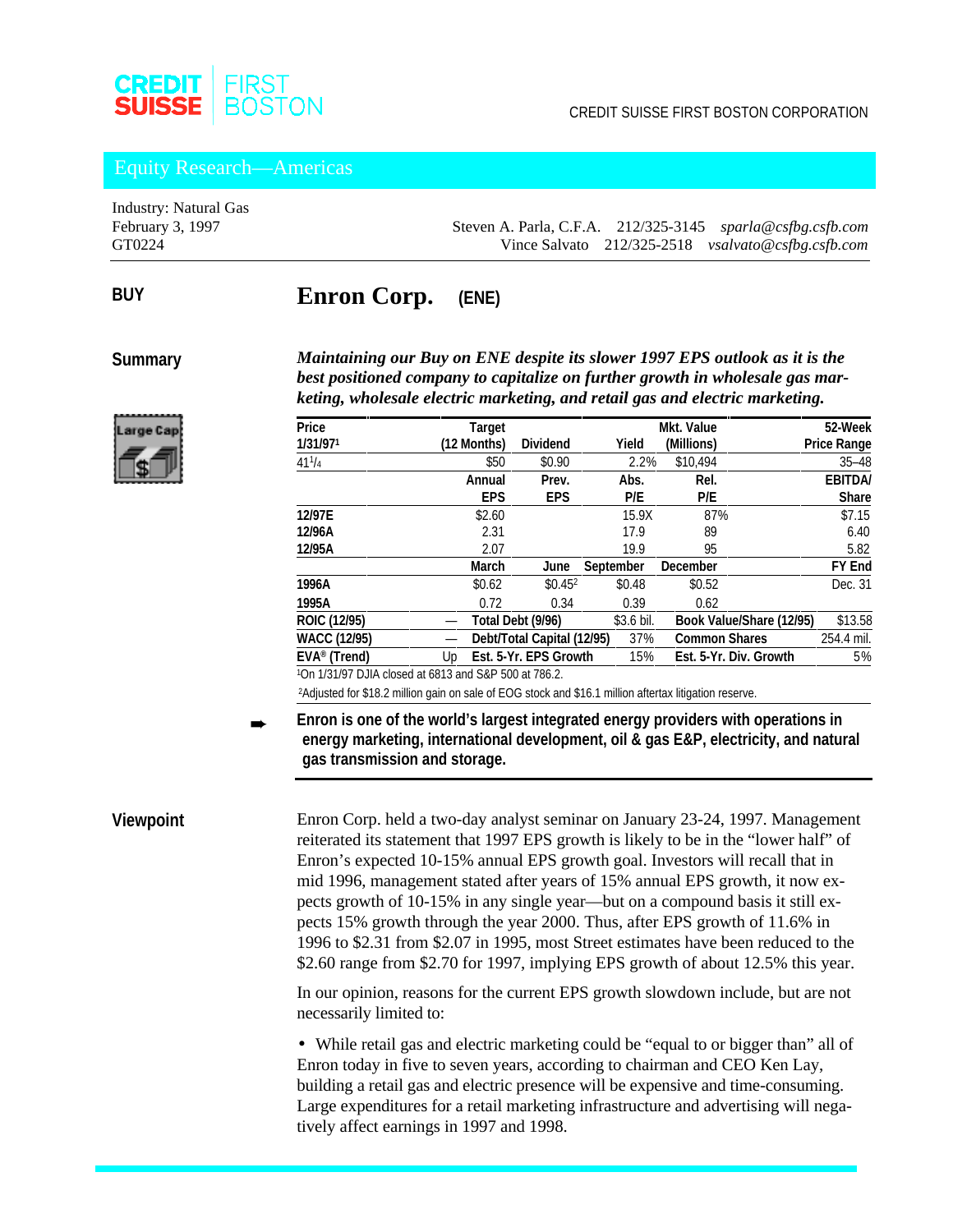CREDIT SUISSE | FIRST BOSTON

CREDIT SUISSE FIRST BOSTON CORPORATION

## Equity Research—Americas

Industry: Natural Gas
February 3, 1997
GT0224

Steven A. Parla, C.F.A. 212/325-3145 *sparla@csfbg.csfb.com*
Vince Salvato 212/325-2518 *vsalvato@csfbg.csfb.com*

**BUY**

# Enron Corp. (ENE)

## Summary

***Maintaining our Buy on ENE despite its slower 1997 EPS outlook as it is the best positioned company to capitalize on further growth in wholesale gas marketing, wholesale electric marketing, and retail gas and electric marketing.***

Large Cap

| Price 1/31/97[1] | Target (12 Months) | Dividend | Yield | Mkt. Value (Millions) | 52-Week Price Range |
|---|---|---|---|---|---|
| 41 1/4 | $50 | $0.90 | 2.2% | $10,494 | 35–48 |
| | **Annual EPS** | **Prev. EPS** | **Abs. P/E** | **Rel. P/E** | **EBITDA/ Share** |
| **12/97E** | $2.60 | | 15.9X | 87% | $7.15 |
| **12/96A** | 2.31 | | 17.9 | 89 | 6.40 |
| **12/95A** | 2.07 | | 19.9 | 95 | 5.82 |
| | **March** | **June** | **September** | **December** | **FY End** |
| **1996A** | $0.62 | $0.45[2] | $0.48 | $0.52 | Dec. 31 |
| **1995A** | 0.72 | 0.34 | 0.39 | 0.62 | |

| | | | | | |
|---|---|---|---|---|---|
| **ROIC (12/95)** | — | **Total Debt (9/96)** | $3.6 bil. | **Book Value/Share (12/95)** | $13.58 |
| **WACC (12/95)** | — | **Debt/Total Capital (12/95)** | 37% | **Common Shares** | 254.4 mil. |
| **EVA® (Trend)** | Up | **Est. 5-Yr. EPS Growth** | 15% | **Est. 5-Yr. Div. Growth** | 5% |

[1]On 1/31/97 DJIA closed at 6813 and S&P 500 at 786.2.

[2]Adjusted for $18.2 million gain on sale of EOG stock and $16.1 million aftertax litigation reserve.

➨ **Enron is one of the world's largest integrated energy providers with operations in energy marketing, international development, oil & gas E&P, electricity, and natural gas transmission and storage.**

## Viewpoint

Enron Corp. held a two-day analyst seminar on January 23-24, 1997. Management reiterated its statement that 1997 EPS growth is likely to be in the "lower half" of Enron's expected 10-15% annual EPS growth goal. Investors will recall that in mid 1996, management stated after years of 15% annual EPS growth, it now expects growth of 10-15% in any single year—but on a compound basis it still expects 15% growth through the year 2000. Thus, after EPS growth of 11.6% in 1996 to $2.31 from $2.07 in 1995, most Street estimates have been reduced to the $2.60 range from $2.70 for 1997, implying EPS growth of about 12.5% this year.

In our opinion, reasons for the current EPS growth slowdown include, but are not necessarily limited to:

- While retail gas and electric marketing could be "equal to or bigger than" all of Enron today in five to seven years, according to chairman and CEO Ken Lay, building a retail gas and electric presence will be expensive and time-consuming. Large expenditures for a retail marketing infrastructure and advertising will negatively affect earnings in 1997 and 1998.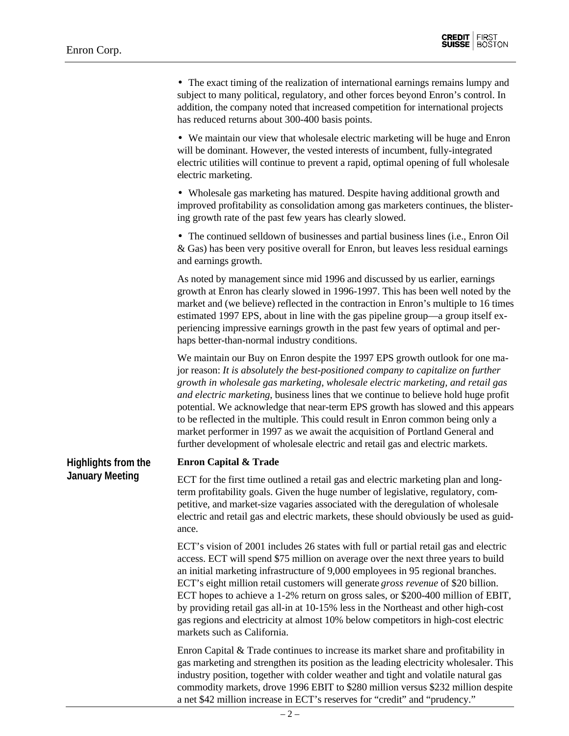- The exact timing of the realization of international earnings remains lumpy and subject to many political, regulatory, and other forces beyond Enron's control. In addition, the company noted that increased competition for international projects has reduced returns about 300-400 basis points.

- We maintain our view that wholesale electric marketing will be huge and Enron will be dominant. However, the vested interests of incumbent, fully-integrated electric utilities will continue to prevent a rapid, optimal opening of full wholesale electric marketing.

- Wholesale gas marketing has matured. Despite having additional growth and improved profitability as consolidation among gas marketers continues, the blistering growth rate of the past few years has clearly slowed.

- The continued selldown of businesses and partial business lines (i.e., Enron Oil & Gas) has been very positive overall for Enron, but leaves less residual earnings and earnings growth.

As noted by management since mid 1996 and discussed by us earlier, earnings growth at Enron has clearly slowed in 1996-1997. This has been well noted by the market and (we believe) reflected in the contraction in Enron's multiple to 16 times estimated 1997 EPS, about in line with the gas pipeline group—a group itself experiencing impressive earnings growth in the past few years of optimal and perhaps better-than-normal industry conditions.

We maintain our Buy on Enron despite the 1997 EPS growth outlook for one major reason: *It is absolutely the best-positioned company to capitalize on further growth in wholesale gas marketing, wholesale electric marketing, and retail gas and electric marketing,* business lines that we continue to believe hold huge profit potential. We acknowledge that near-term EPS growth has slowed and this appears to be reflected in the multiple. This could result in Enron common being only a market performer in 1997 as we await the acquisition of Portland General and further development of wholesale electric and retail gas and electric markets.

## Highlights from the January Meeting

**Enron Capital & Trade**

ECT for the first time outlined a retail gas and electric marketing plan and long-term profitability goals. Given the huge number of legislative, regulatory, competitive, and market-size vagaries associated with the deregulation of wholesale electric and retail gas and electric markets, these should obviously be used as guidance.

ECT's vision of 2001 includes 26 states with full or partial retail gas and electric access. ECT will spend $75 million on average over the next three years to build an initial marketing infrastructure of 9,000 employees in 95 regional branches. ECT's eight million retail customers will generate *gross revenue* of $20 billion. ECT hopes to achieve a 1-2% return on gross sales, or $200-400 million of EBIT, by providing retail gas all-in at 10-15% less in the Northeast and other high-cost gas regions and electricity at almost 10% below competitors in high-cost electric markets such as California.

Enron Capital & Trade continues to increase its market share and profitability in gas marketing and strengthen its position as the leading electricity wholesaler. This industry position, together with colder weather and tight and volatile natural gas commodity markets, drove 1996 EBIT to $280 million versus $232 million despite a net $42 million increase in ECT's reserves for "credit" and "prudency."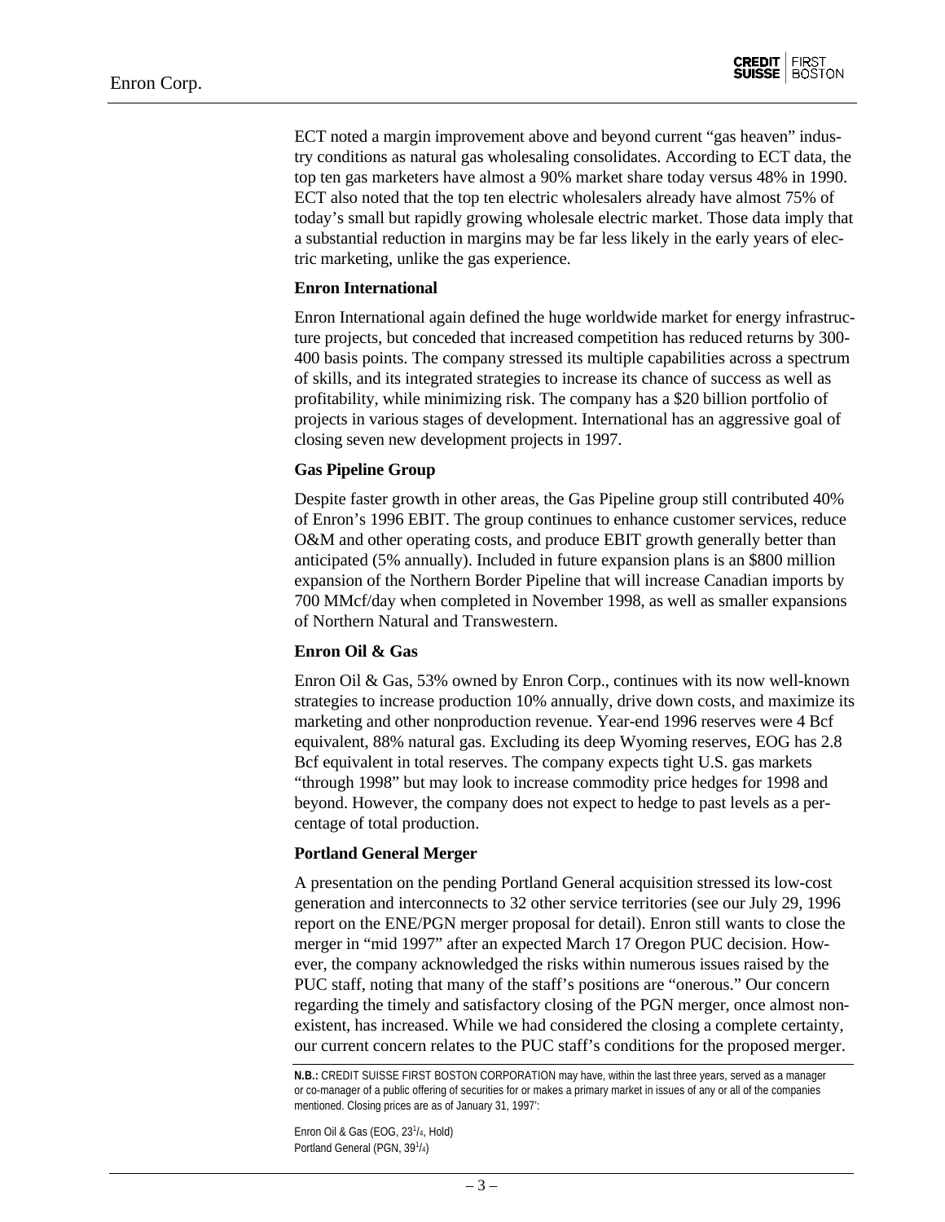ECT noted a margin improvement above and beyond current "gas heaven" industry conditions as natural gas wholesaling consolidates. According to ECT data, the top ten gas marketers have almost a 90% market share today versus 48% in 1990. ECT also noted that the top ten electric wholesalers already have almost 75% of today's small but rapidly growing wholesale electric market. Those data imply that a substantial reduction in margins may be far less likely in the early years of electric marketing, unlike the gas experience.

**Enron International**

Enron International again defined the huge worldwide market for energy infrastructure projects, but conceded that increased competition has reduced returns by 300-400 basis points. The company stressed its multiple capabilities across a spectrum of skills, and its integrated strategies to increase its chance of success as well as profitability, while minimizing risk. The company has a $20 billion portfolio of projects in various stages of development. International has an aggressive goal of closing seven new development projects in 1997.

**Gas Pipeline Group**

Despite faster growth in other areas, the Gas Pipeline group still contributed 40% of Enron's 1996 EBIT. The group continues to enhance customer services, reduce O&M and other operating costs, and produce EBIT growth generally better than anticipated (5% annually). Included in future expansion plans is an $800 million expansion of the Northern Border Pipeline that will increase Canadian imports by 700 MMcf/day when completed in November 1998, as well as smaller expansions of Northern Natural and Transwestern.

**Enron Oil & Gas**

Enron Oil & Gas, 53% owned by Enron Corp., continues with its now well-known strategies to increase production 10% annually, drive down costs, and maximize its marketing and other nonproduction revenue. Year-end 1996 reserves were 4 Bcf equivalent, 88% natural gas. Excluding its deep Wyoming reserves, EOG has 2.8 Bcf equivalent in total reserves. The company expects tight U.S. gas markets "through 1998" but may look to increase commodity price hedges for 1998 and beyond. However, the company does not expect to hedge to past levels as a percentage of total production.

**Portland General Merger**

A presentation on the pending Portland General acquisition stressed its low-cost generation and interconnects to 32 other service territories (see our July 29, 1996 report on the ENE/PGN merger proposal for detail). Enron still wants to close the merger in "mid 1997" after an expected March 17 Oregon PUC decision. However, the company acknowledged the risks within numerous issues raised by the PUC staff, noting that many of the staff's positions are "onerous." Our concern regarding the timely and satisfactory closing of the PGN merger, once almost nonexistent, has increased. While we had considered the closing a complete certainty, our current concern relates to the PUC staff's conditions for the proposed merger.

**N.B.:** CREDIT SUISSE FIRST BOSTON CORPORATION may have, within the last three years, served as a manager or co-manager of a public offering of securities for or makes a primary market in issues of any or all of the companies mentioned. Closing prices are as of January 31, 1997':

Enron Oil & Gas (EOG, 23 1/4, Hold)
Portland General (PGN, 39 1/4)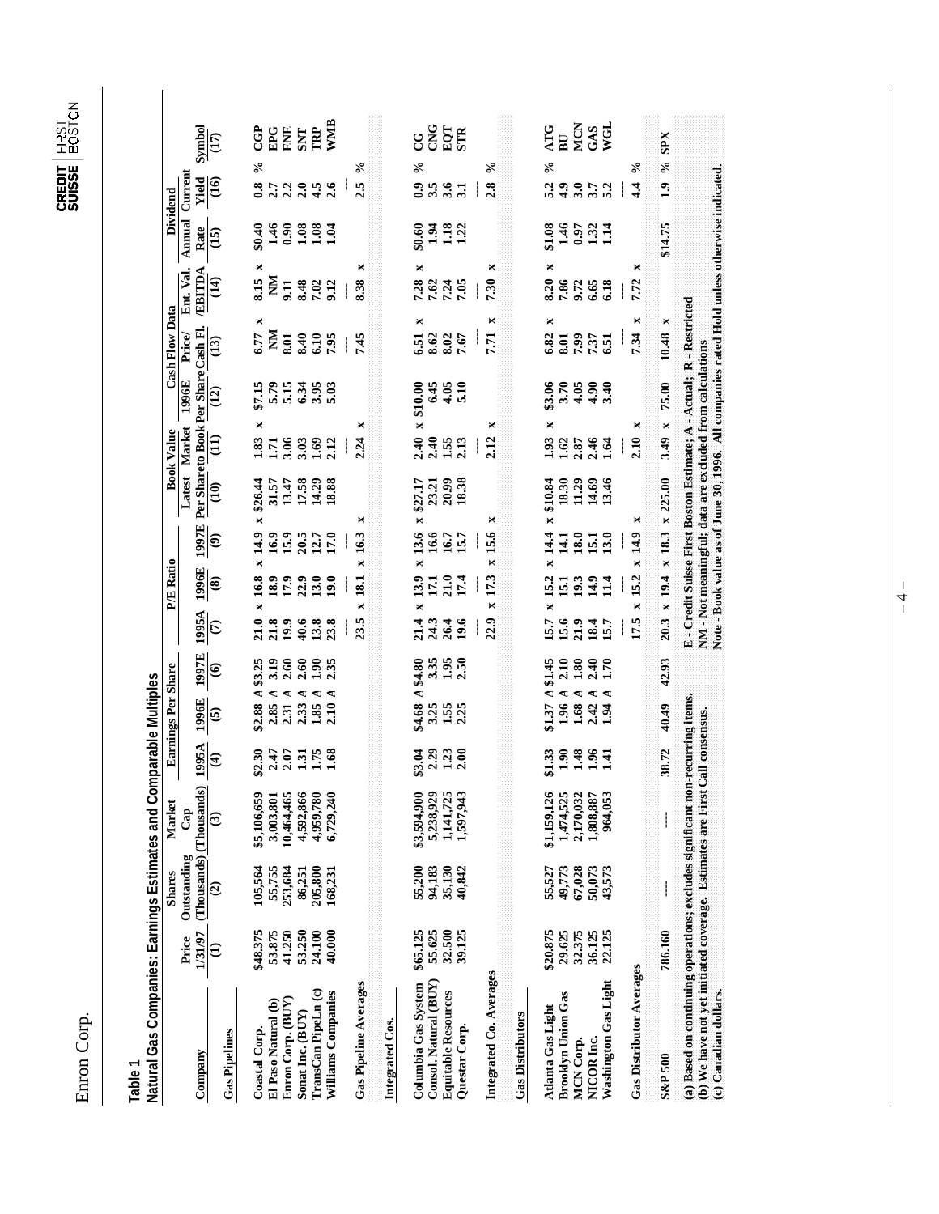## Table 1

### Natural Gas Companies: Earnings Estimates and Comparable Multiples

| Company | Price 1/31/97 | Shares Outstanding (Thousands) | Market Cap (Thousands) | EPS 1995A | EPS 1996E | EPS 1997E | P/E 1995A | P/E 1996E | P/E 1997E | Book Value Latest Per Share | Book Value Market to Book | 1996E Cash Flow Per Share | Price/ Cash Fl. | Ent. Val. /EBITDA | Dividend Annual Rate | Current Yield | Symbol |
|---|---|---|---|---|---|---|---|---|---|---|---|---|---|---|---|---|---|
| | (1) | (2) | (3) | (4) | (5) | (6) | (7) | (8) | (9) | (10) | (11) | (12) | (13) | (14) | (15) | (16) | (17) |
| **Gas Pipelines** | | | | | | | | | | | | | | | | | |
| Coastal Corp. | $48.375 | 105,564 | $5,106,659 | $2.30 | $2.88 A | $3.25 | 21.0 x | 16.8 x | 14.9 x | $26.44 | 1.83 x | $7.15 | 6.77 x | 8.15 x | $0.40 | 0.8 % | CGP |
| El Paso Natural (b) | 53.875 | 55,755 | 3,003,801 | 2.47 | 2.85 A | 3.19 | 21.8 | 18.9 | 16.9 | 31.57 | 1.71 | 5.79 | NM | NM | 1.46 | 2.7 | EPG |
| Enron Corp. (BUY) | 41.250 | 253,684 | 10,464,465 | 2.07 | 2.31 A | 2.60 | 19.9 | 17.9 | 15.9 | 13.47 | 3.06 | 5.15 | 8.01 | 9.11 | 0.90 | 2.2 | ENE |
| Sonat Inc. (BUY) | 53.250 | 86,251 | 4,592,866 | 1.31 | 2.33 A | 2.60 | 40.6 | 22.9 | 20.5 | 17.58 | 3.03 | 6.34 | 8.40 | 8.48 | 1.08 | 2.0 | SNT |
| TransCan PipeLn (c) | 24.100 | 205,800 | 4,959,780 | 1.75 | 1.85 A | 1.90 | 13.8 | 13.0 | 12.7 | 14.29 | 1.69 | 3.95 | 6.10 | 7.02 | 1.08 | 4.5 | TRP |
| Williams Companies | 40.000 | 168,231 | 6,729,240 | 1.68 | 2.10 A | 2.35 | 23.8 | 19.0 | 17.0 | 18.88 | 2.12 | 5.03 | 7.95 | 9.12 | 1.04 | 2.6 | WMB |
| **Gas Pipeline Averages** | | | | | | | 23.5 x | 18.1 x | 16.3 x | | 2.24 x | | 7.45 | 8.38 x | | 2.5 % | |
| **Integrated Cos.** | | | | | | | | | | | | | | | | | |
| Columbia Gas System | $65.125 | 55,200 | $3,594,900 | $3.04 | $4.68 A | $4.80 | 21.4 x | 13.9 x | 13.6 x | $27.17 | 2.40 x | $10.00 | 6.51 x | 7.28 x | $0.60 | 0.9 % | CG |
| Consol. Natural (BUY) | 55.625 | 94,183 | 5,238,929 | 2.29 | 3.25 | 3.35 | 24.3 | 17.1 | 16.6 | 23.21 | 2.40 | 6.45 | 8.62 | 7.62 | 1.94 | 3.5 | CNG |
| Equitable Resources | 32.500 | 35,130 | 1,141,725 | 1.23 | 1.55 | 1.95 | 26.4 | 21.0 | 16.7 | 20.99 | 1.55 | 4.05 | 8.02 | 7.24 | 1.18 | 3.6 | EQT |
| Questar Corp. | 39.125 | 40,842 | 1,597,943 | 2.00 | 2.25 | 2.50 | 19.6 | 17.4 | 15.7 | 18.38 | 2.13 | 5.10 | 7.67 | 7.05 | 1.22 | 3.1 | STR |
| **Integrated Co. Averages** | | | | | | | 22.9 x | 17.3 x | 15.6 x | | 2.12 x | | 7.71 x | 7.30 x | | 2.8 % | |
| **Gas Distributors** | | | | | | | | | | | | | | | | | |
| Atlanta Gas Light | $20.875 | 55,527 | $1,159,126 | $1.33 | $1.37 A | $1.45 | 15.7 x | 15.2 x | 14.4 x | $10.84 | 1.93 x | $3.06 | 6.82 x | 8.20 x | $1.08 | 5.2 % | ATG |
| Brooklyn Union Gas | 29.625 | 49,773 | 1,474,525 | 1.90 | 1.96 A | 2.10 | 15.6 | 15.1 | 14.1 | 18.30 | 1.62 | 3.70 | 8.01 | 7.86 | 1.46 | 4.9 | BU |
| MCN Corp. | 32.375 | 67,028 | 2,170,032 | 1.48 | 1.68 A | 1.80 | 21.9 | 19.3 | 18.0 | 11.29 | 2.87 | 4.05 | 7.99 | 9.72 | 0.97 | 3.0 | MCN |
| NICOR Inc. | 36.125 | 50,073 | 1,808,887 | 1.96 | 2.42 A | 2.40 | 18.4 | 14.9 | 15.1 | 14.69 | 2.46 | 4.90 | 7.37 | 6.65 | 1.32 | 3.7 | GAS |
| Washington Gas Light | 22.125 | 43,573 | 964,053 | 1.41 | 1.94 A | 1.70 | 15.7 | 11.4 | 13.0 | 13.46 | 1.64 | 3.40 | 6.51 | 6.18 | 1.14 | 5.2 | WGL |
| **Gas Distributor Averages** | | | | | | | 17.5 x | 15.2 x | 14.9 x | | 2.10 x | | 7.34 x | 7.72 x | | 4.4 % | |
| **S&P 500** | 786.160 | --- | --- | 38.72 | 40.49 | 42.93 | 20.3 x | 19.4 x | 18.3 x | 225.00 | 3.49 x | 75.00 | 10.48 x | | $14.75 | 1.9 % | SPX |

(a) Based on continuing operations; excludes significant non-recurring items.
(b) We have not yet initiated coverage. Estimates are First Call consensus.
(c) Canadian dollars.

E - Credit Suisse First Boston Estimate; A - Actual; R - Restricted
NM - Not meaningful; data are excluded from calculations
Note - Book value as of June 30, 1996. All companies rated Hold unless otherwise indicated.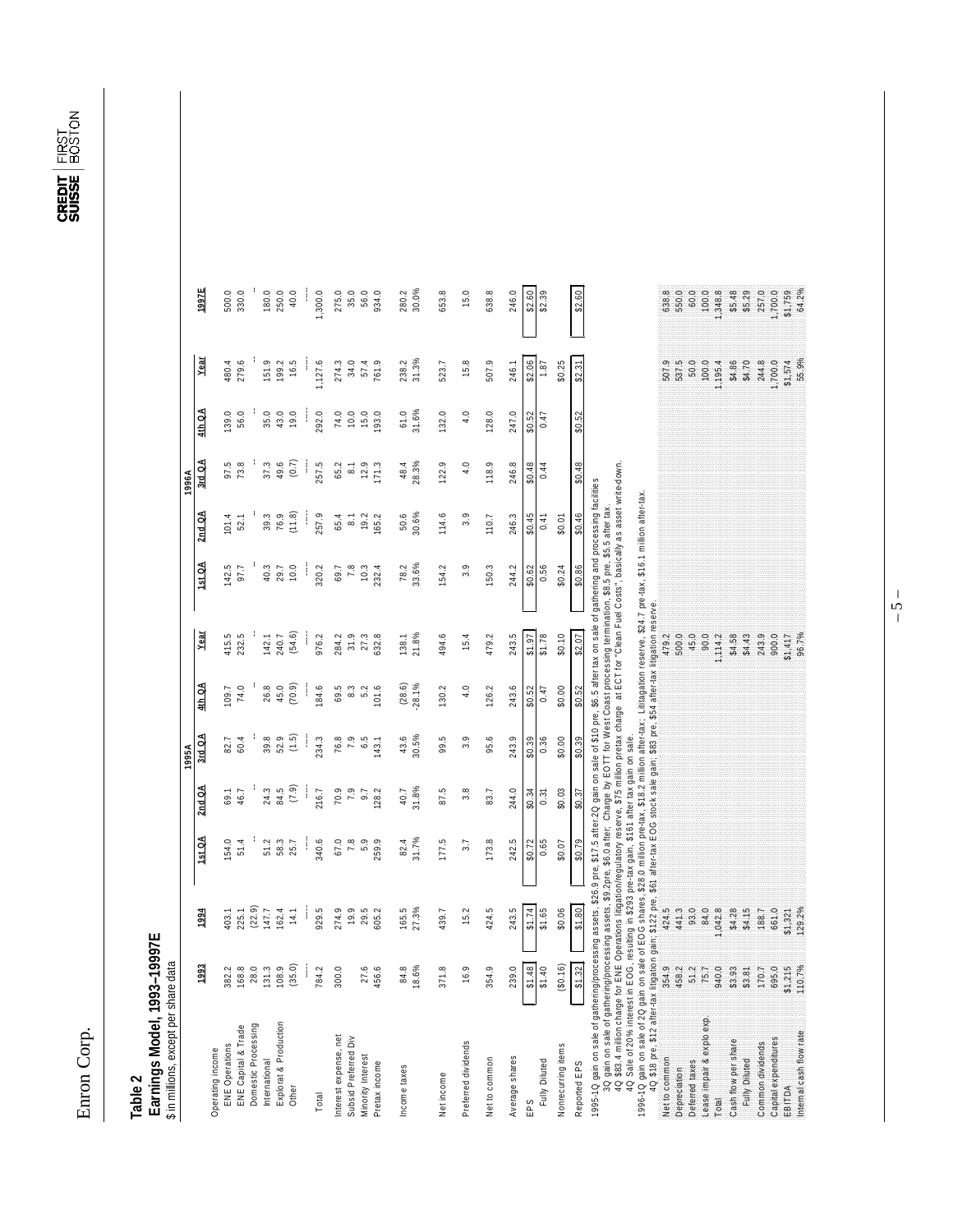Enron Corp.

## Table 2
### Earnings Model, 1993–1997E
$ in millions, except per share data

| | 1993 | 1994 | 1995A 1st QA | 1995A 2nd QA | 1995A 3rd QA | 1995A 4th QA | 1995A Year | 1996A 1st QA | 1996A 2nd QA | 1996A 3rd QA | 1996A 4th QA | 1996A Year | 1997E |
|---|---|---|---|---|---|---|---|---|---|---|---|---|---|
| Operating income | | | | | | | | | | | | | |
| ENE Operations | 382.2 | 403.1 | 154.0 | 69.1 | 82.7 | 109.7 | 415.5 | 142.5 | 101.4 | 97.5 | 139.0 | 480.4 | 500.0 |
| ENE Capital & Trade | 168.8 | 225.1 | 51.4 | 46.7 | 60.4 | 74.0 | 232.5 | 97.7 | 52.1 | 73.8 | 56.0 | 279.6 | 330.0 |
| Domestic Processing | 28.0 | (22.9) | - | - | - | - | - | - | - | - | - | - | - |
| International | 131.3 | 147.7 | 51.2 | 24.3 | 39.8 | 26.8 | 142.1 | 40.3 | 39.3 | 37.3 | 35.0 | 151.9 | 180.0 |
| Explorat & Production | 108.9 | 162.4 | 58.3 | 84.5 | 52.9 | 45.0 | 240.7 | 29.7 | 76.9 | 49.6 | 43.0 | 199.2 | 250.0 |
| Other | (35.0) | 14.1 | 25.7 | (7.9) | (1.5) | (70.9) | (54.6) | 10.0 | (11.8) | (0.7) | 19.0 | 16.5 | 40.0 |
| Total | 784.2 | 929.5 | 340.6 | 216.7 | 234.3 | 184.6 | 976.2 | 320.2 | 257.9 | 257.5 | 292.0 | 1,127.6 | 1,300.0 |
| Interest expense, net | 300.0 | 274.9 | 67.0 | 70.9 | 76.8 | 69.5 | 284.2 | 69.7 | 65.4 | 65.2 | 74.0 | 274.3 | 275.0 |
| Subsid Preferred Div | | 19.9 | 7.8 | 7.9 | 7.9 | 8.3 | 31.9 | 7.8 | 8.1 | 8.1 | 10.0 | 34.0 | 35.0 |
| Minority Interest | 27.6 | 29.5 | 5.9 | 9.7 | 6.5 | 5.2 | 27.3 | 10.3 | 19.2 | 12.9 | 15.0 | 57.4 | 56.0 |
| Pretax income | 456.6 | 605.2 | 259.9 | 128.2 | 143.1 | 101.6 | 632.8 | 232.4 | 165.2 | 171.3 | 193.0 | 761.9 | 934.0 |
| Income taxes | 84.8 | 165.5 | 82.4 | 40.7 | 43.6 | (28.6) | 138.1 | 78.2 | 50.6 | 48.4 | 61.0 | 238.2 | 280.2 |
| | 18.6% | 27.3% | 31.7% | 31.8% | 30.5% | -28.1% | 21.8% | 33.6% | 30.6% | 28.3% | 31.6% | 31.3% | 30.0% |
| Net income | 371.8 | 439.7 | 177.5 | 87.5 | 99.5 | 130.2 | 494.6 | 154.2 | 114.6 | 122.9 | 132.0 | 523.7 | 653.8 |
| Preferred dividends | 16.9 | 15.2 | 3.7 | 3.8 | 3.9 | 4.0 | 15.4 | 3.9 | 3.9 | 4.0 | 4.0 | 15.8 | 15.0 |
| Net to common | 354.9 | 424.5 | 173.8 | 83.7 | 95.6 | 126.2 | 479.2 | 150.3 | 110.7 | 118.9 | 128.0 | 507.9 | 638.8 |
| Average shares | 239.0 | 243.5 | 242.5 | 244.0 | 243.9 | 243.6 | 243.5 | 244.2 | 246.3 | 246.8 | 247.0 | 246.1 | 246.0 |
| EPS | $1.48 | $1.74 | $0.72 | $0.34 | $0.39 | $0.52 | $1.97 | $0.62 | $0.45 | $0.48 | $0.52 | $2.06 | $2.60 |
| Fully Diluted | $1.40 | $1.65 | 0.65 | 0.31 | 0.36 | 0.47 | $1.78 | 0.56 | 0.41 | 0.44 | 0.47 | 1.87 | $2.39 |
| Nonrecurring items | ($0.16) | $0.06 | $0.07 | $0.03 | $0.00 | $0.00 | $0.10 | $0.24 | $0.01 | | | $0.25 | |
| Reported EPS | $1.32 | $1.80 | $0.79 | $0.37 | $0.39 | $0.52 | $2.07 | $0.86 | $0.46 | $0.48 | $0.52 | $2.31 | $2.60 |

1995-1Q gain on sale of gathering/processing assets, $26.9 pre, $17.5 after.2Q gain on sale of $10 pre, $6.5 after tax on sale of gathering and processing facilities
3Q gain on sale of gathering/processing assets, $9.2pre, $6.0 after; Charge by EOTT for West Coast processing termination, $8.5 pre, $5.5 after tax.
4Q $83.4 million charge for ENE Operations litigation/regulatory reserve, $75 million pretax charge at ECT for "Clean Fuel Costs", basically as asset write-down.
4Q Sale of 20% interest in EOG, resulting in $293 pre-tax gain, $161 after tax gain on sale.
1996-1Q gain on sale of 2Q gain on sale of EOG shares, $28.0 million pre-tax, $18.2 million after-tax; Litigation reserve, $24.7 pre-tax, $16.1 million after-tax.
4Q $18 pre, $12 after-tax litigation gain; $122 pre, $61 after-tax EOG stock sale gain; $83 pre, $54 after-tax litigation reserve.

| | 1993 | 1994 | 1995A Year | 1996A Year | 1997E |
|---|---|---|---|---|---|
| Net to common | 354.9 | 424.5 | 479.2 | 507.9 | 638.8 |
| Depreciation | 458.2 | 441.3 | 500.0 | 537.5 | 550.0 |
| Deferred taxes | 51.2 | 93.0 | 45.0 | 50.0 | 60.0 |
| Lease impair & explo exp. | 75.7 | 84.0 | 90.0 | 100.0 | 100.0 |
| Total | 940.0 | 1,042.8 | 1,114.2 | 1,195.4 | 1,348.8 |
| Cash flow per share | $3.93 | $4.28 | $4.58 | $4.86 | $5.48 |
| Fully Diluted | $3.81 | $4.15 | $4.43 | $4.70 | $5.29 |
| Common dividends | 170.7 | 188.7 | 243.9 | 244.8 | 257.0 |
| Capital expenditures | 695.0 | 661.0 | 900.0 | 1,700.0 | 1,700.0 |
| EBITDA | $1,215 | $1,321 | $1,417 | $1,574 | $1,759 |
| Internal cash flow rate | 110.7% | 129.2% | 96.7% | 55.9% | 64.2% |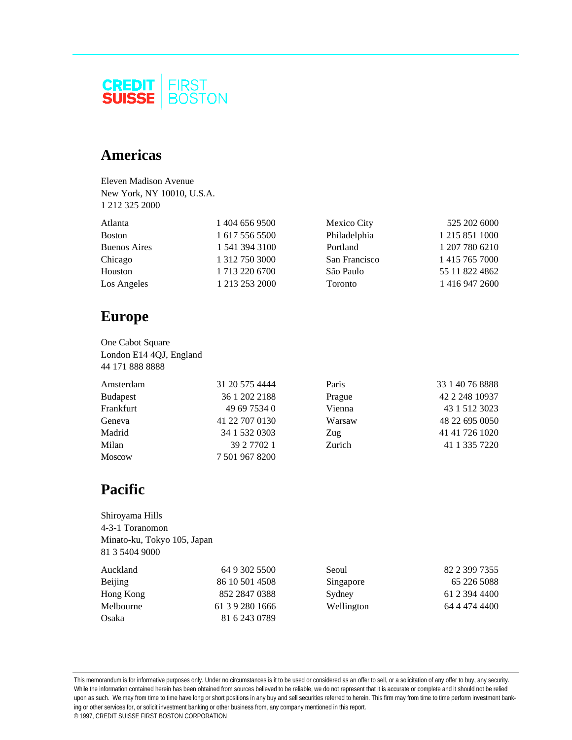CREDIT SUISSE | FIRST BOSTON

## Americas

Eleven Madison Avenue
New York, NY 10010, U.S.A.
1 212 325 2000

| | | | |
|---|---|---|---|
| Atlanta | 1 404 656 9500 | Mexico City | 525 202 6000 |
| Boston | 1 617 556 5500 | Philadelphia | 1 215 851 1000 |
| Buenos Aires | 1 541 394 3100 | Portland | 1 207 780 6210 |
| Chicago | 1 312 750 3000 | San Francisco | 1 415 765 7000 |
| Houston | 1 713 220 6700 | São Paulo | 55 11 822 4862 |
| Los Angeles | 1 213 253 2000 | Toronto | 1 416 947 2600 |

## Europe

One Cabot Square
London E14 4QJ, England
44 171 888 8888

| | | | |
|---|---|---|---|
| Amsterdam | 31 20 575 4444 | Paris | 33 1 40 76 8888 |
| Budapest | 36 1 202 2188 | Prague | 42 2 248 10937 |
| Frankfurt | 49 69 7534 0 | Vienna | 43 1 512 3023 |
| Geneva | 41 22 707 0130 | Warsaw | 48 22 695 0050 |
| Madrid | 34 1 532 0303 | Zug | 41 41 726 1020 |
| Milan | 39 2 7702 1 | Zurich | 41 1 335 7220 |
| Moscow | 7 501 967 8200 | | |

## Pacific

Shiroyama Hills
4-3-1 Toranomon
Minato-ku, Tokyo 105, Japan
81 3 5404 9000

| | | | |
|---|---|---|---|
| Auckland | 64 9 302 5500 | Seoul | 82 2 399 7355 |
| Beijing | 86 10 501 4508 | Singapore | 65 226 5088 |
| Hong Kong | 852 2847 0388 | Sydney | 61 2 394 4400 |
| Melbourne | 61 3 9 280 1666 | Wellington | 64 4 474 4400 |
| Osaka | 81 6 243 0789 | | |

This memorandum is for informative purposes only. Under no circumstances is it to be used or considered as an offer to sell, or a solicitation of any offer to buy, any security. While the information contained herein has been obtained from sources believed to be reliable, we do not represent that it is accurate or complete and it should not be relied upon as such. We may from time to time have long or short positions in any buy and sell securities referred to herein. This firm may from time to time perform investment banking or other services for, or solicit investment banking or other business from, any company mentioned in this report.
© 1997, CREDIT SUISSE FIRST BOSTON CORPORATION